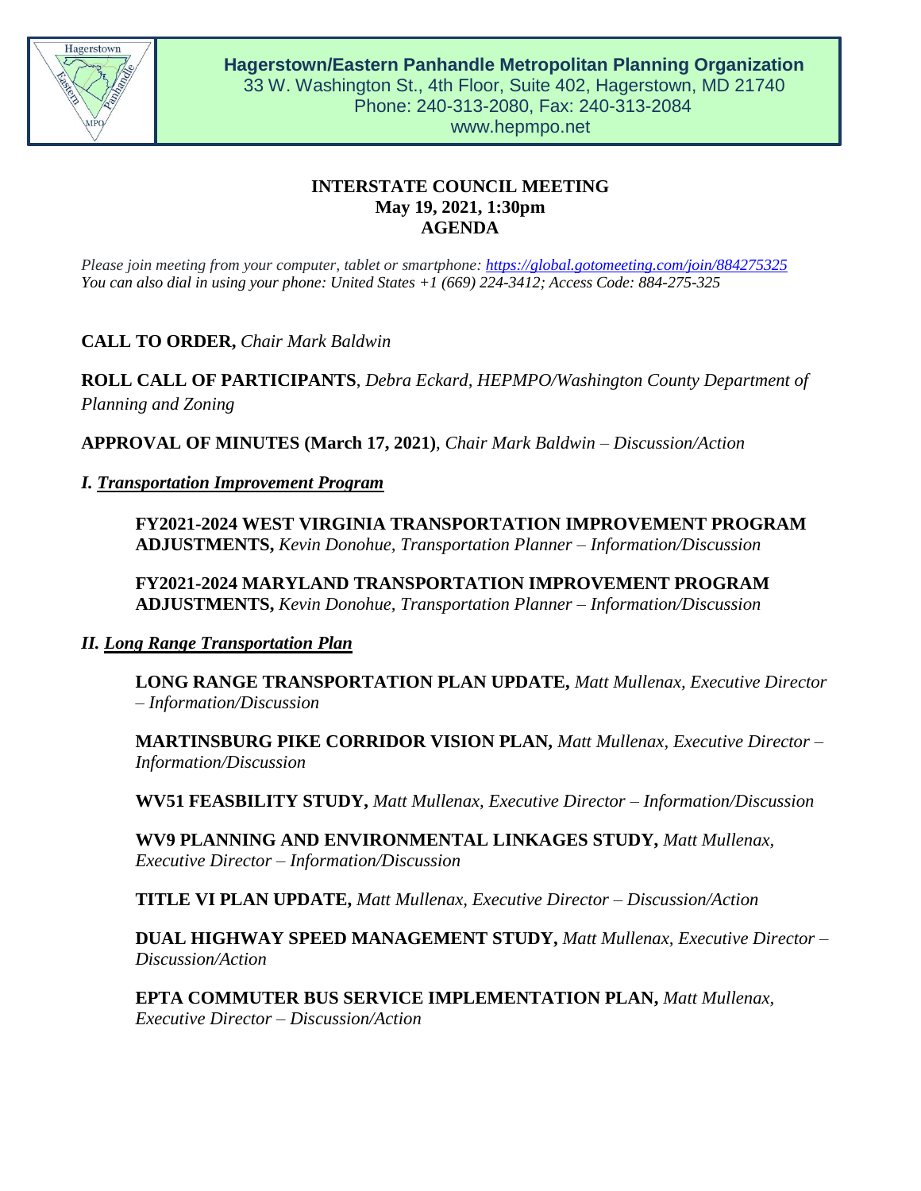**Hagerstown/Eastern Panhandle Metropolitan Planning Organization**
33 W. Washington St., 4th Floor, Suite 402, Hagerstown, MD 21740
Phone: 240-313-2080, Fax: 240-313-2084
www.hepmpo.net

# INTERSTATE COUNCIL MEETING
## May 19, 2021, 1:30pm
## AGENDA

*Please join meeting from your computer, tablet or smartphone: https://global.gotomeeting.com/join/884275325*
*You can also dial in using your phone: United States +1 (669) 224-3412; Access Code: 884-275-325*

**CALL TO ORDER,** *Chair Mark Baldwin*

**ROLL CALL OF PARTICIPANTS**, *Debra Eckard, HEPMPO/Washington County Department of Planning and Zoning*

**APPROVAL OF MINUTES (March 17, 2021)**, *Chair Mark Baldwin – Discussion/Action*

### *I. Transportation Improvement Program*

**FY2021-2024 WEST VIRGINIA TRANSPORTATION IMPROVEMENT PROGRAM ADJUSTMENTS,** *Kevin Donohue, Transportation Planner – Information/Discussion*

**FY2021-2024 MARYLAND TRANSPORTATION IMPROVEMENT PROGRAM ADJUSTMENTS,** *Kevin Donohue, Transportation Planner – Information/Discussion*

### *II. Long Range Transportation Plan*

**LONG RANGE TRANSPORTATION PLAN UPDATE,** *Matt Mullenax, Executive Director – Information/Discussion*

**MARTINSBURG PIKE CORRIDOR VISION PLAN,** *Matt Mullenax, Executive Director – Information/Discussion*

**WV51 FEASBILITY STUDY,** *Matt Mullenax, Executive Director – Information/Discussion*

**WV9 PLANNING AND ENVIRONMENTAL LINKAGES STUDY,** *Matt Mullenax, Executive Director – Information/Discussion*

**TITLE VI PLAN UPDATE,** *Matt Mullenax, Executive Director – Discussion/Action*

**DUAL HIGHWAY SPEED MANAGEMENT STUDY,** *Matt Mullenax, Executive Director – Discussion/Action*

**EPTA COMMUTER BUS SERVICE IMPLEMENTATION PLAN,** *Matt Mullenax, Executive Director – Discussion/Action*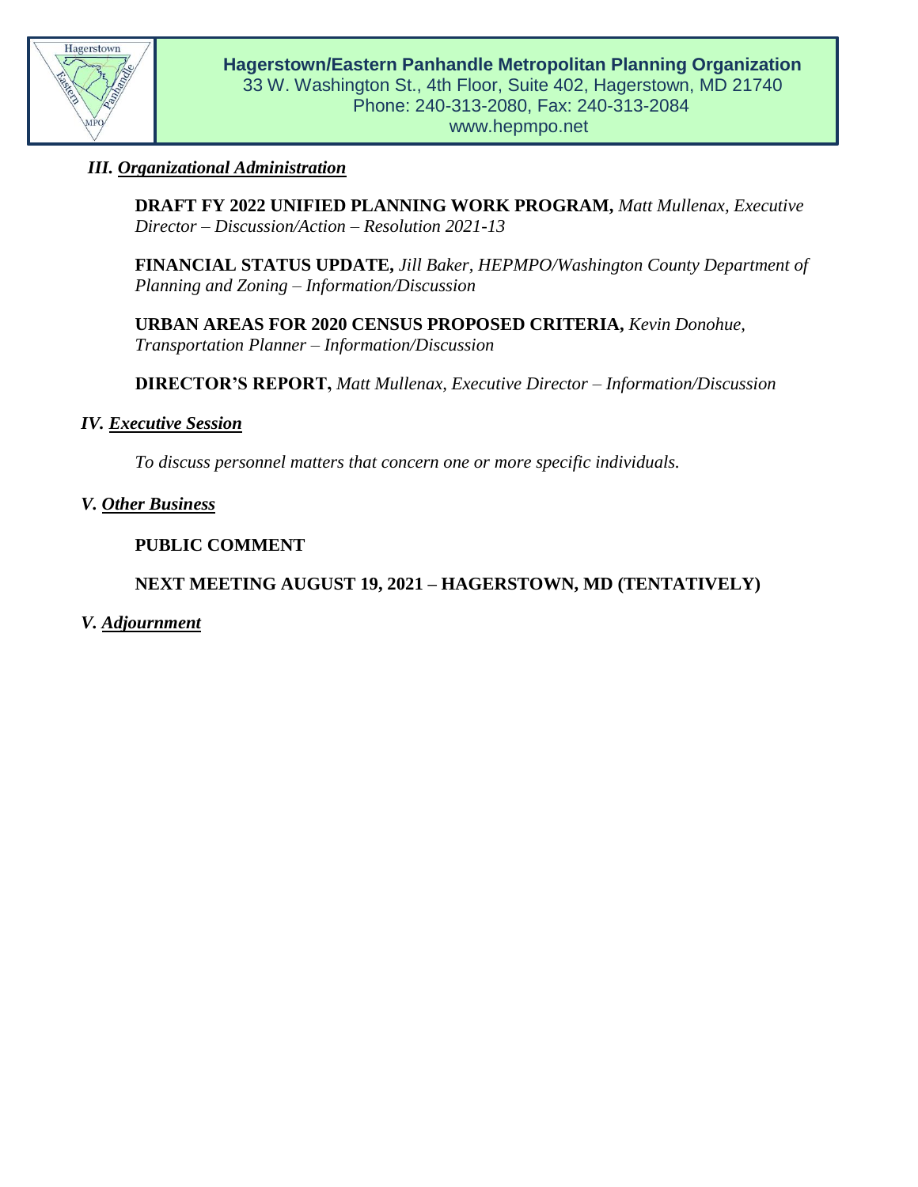**Hagerstown/Eastern Panhandle Metropolitan Planning Organization**
33 W. Washington St., 4th Floor, Suite 402, Hagerstown, MD 21740
Phone: 240-313-2080, Fax: 240-313-2084
www.hepmpo.net

### *III. Organizational Administration*

**DRAFT FY 2022 UNIFIED PLANNING WORK PROGRAM,** *Matt Mullenax, Executive Director – Discussion/Action – Resolution 2021-13*

**FINANCIAL STATUS UPDATE,** *Jill Baker, HEPMPO/Washington County Department of Planning and Zoning – Information/Discussion*

**URBAN AREAS FOR 2020 CENSUS PROPOSED CRITERIA,** *Kevin Donohue, Transportation Planner – Information/Discussion*

**DIRECTOR'S REPORT,** *Matt Mullenax, Executive Director – Information/Discussion*

### *IV. Executive Session*

*To discuss personnel matters that concern one or more specific individuals.*

### *V. Other Business*

**PUBLIC COMMENT**

**NEXT MEETING AUGUST 19, 2021 – HAGERSTOWN, MD (TENTATIVELY)**

### *V. Adjournment*